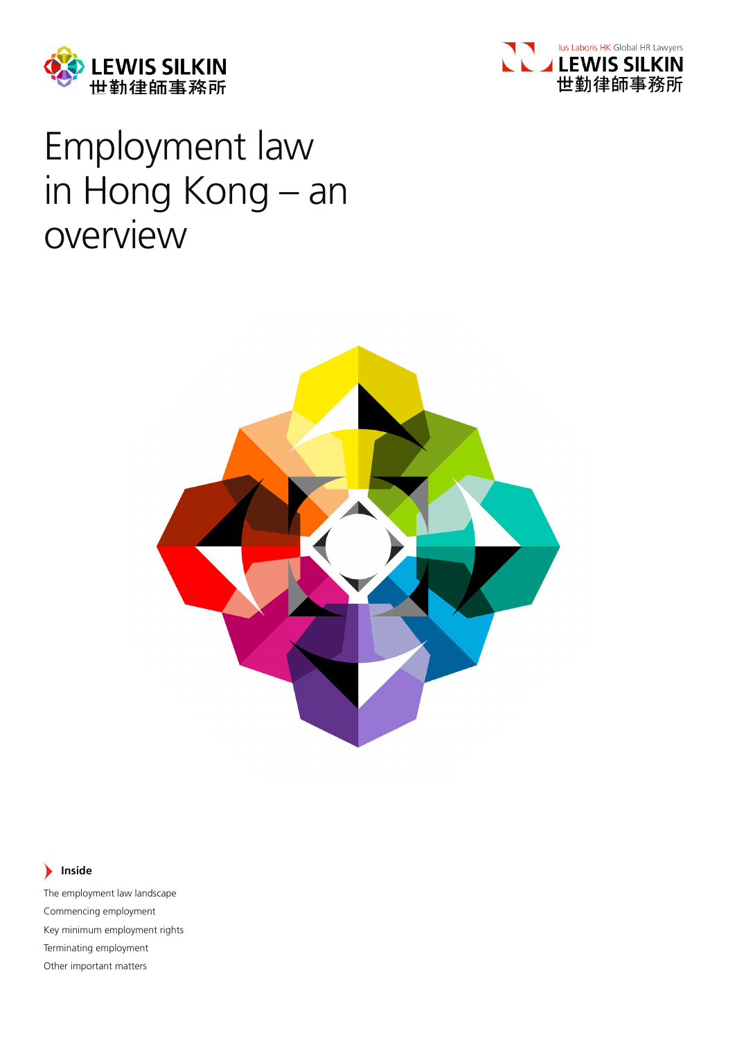LEWIS SILKIN
世勤律師事務所

Ius Laboris HK Global HR Lawyers
LEWIS SILKIN
世勤律師事務所

# Employment law in Hong Kong – an overview

**Inside**

The employment law landscape
Commencing employment
Key minimum employment rights
Terminating employment
Other important matters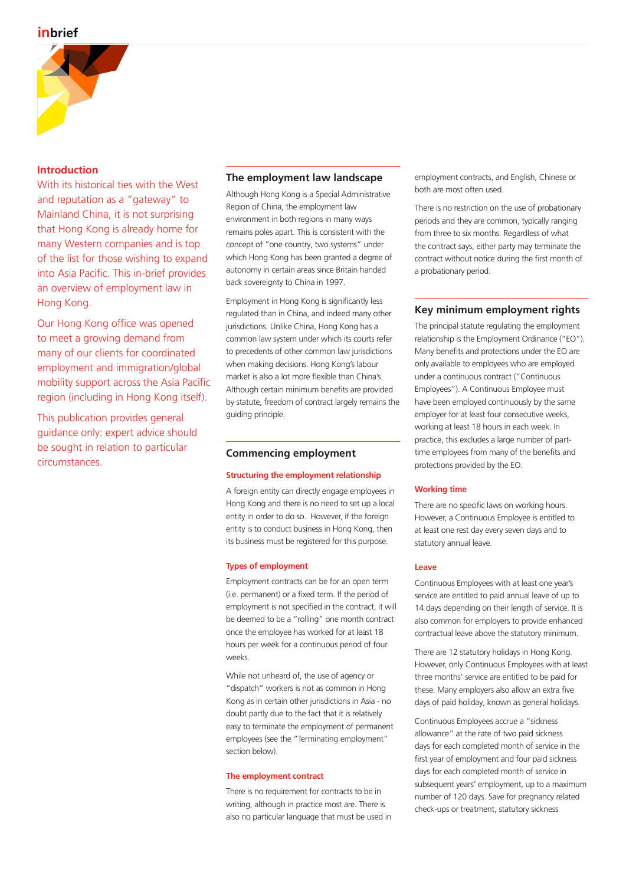## Introduction

With its historical ties with the West and reputation as a "gateway" to Mainland China, it is not surprising that Hong Kong is already home for many Western companies and is top of the list for those wishing to expand into Asia Pacific. This in-brief provides an overview of employment law in Hong Kong.

Our Hong Kong office was opened to meet a growing demand from many of our clients for coordinated employment and immigration/global mobility support across the Asia Pacific region (including in Hong Kong itself).

This publication provides general guidance only: expert advice should be sought in relation to particular circumstances.

## The employment law landscape

Although Hong Kong is a Special Administrative Region of China, the employment law environment in both regions in many ways remains poles apart. This is consistent with the concept of "one country, two systems" under which Hong Kong has been granted a degree of autonomy in certain areas since Britain handed back sovereignty to China in 1997.

Employment in Hong Kong is significantly less regulated than in China, and indeed many other jurisdictions. Unlike China, Hong Kong has a common law system under which its courts refer to precedents of other common law jurisdictions when making decisions. Hong Kong's labour market is also a lot more flexible than China's. Although certain minimum benefits are provided by statute, freedom of contract largely remains the guiding principle.

## Commencing employment

### Structuring the employment relationship

A foreign entity can directly engage employees in Hong Kong and there is no need to set up a local entity in order to do so. However, if the foreign entity is to conduct business in Hong Kong, then its business must be registered for this purpose.

### Types of employment

Employment contracts can be for an open term (i.e. permanent) or a fixed term. If the period of employment is not specified in the contract, it will be deemed to be a "rolling" one month contract once the employee has worked for at least 18 hours per week for a continuous period of four weeks.

While not unheard of, the use of agency or "dispatch" workers is not as common in Hong Kong as in certain other jurisdictions in Asia - no doubt partly due to the fact that it is relatively easy to terminate the employment of permanent employees (see the "Terminating employment" section below).

### The employment contract

There is no requirement for contracts to be in writing, although in practice most are. There is also no particular language that must be used in employment contracts, and English, Chinese or both are most often used.

There is no restriction on the use of probationary periods and they are common, typically ranging from three to six months. Regardless of what the contract says, either party may terminate the contract without notice during the first month of a probationary period.

## Key minimum employment rights

The principal statute regulating the employment relationship is the Employment Ordinance ("EO"). Many benefits and protections under the EO are only available to employees who are employed under a continuous contract ("Continuous Employees"). A Continuous Employee must have been employed continuously by the same employer for at least four consecutive weeks, working at least 18 hours in each week. In practice, this excludes a large number of part-time employees from many of the benefits and protections provided by the EO.

### Working time

There are no specific laws on working hours. However, a Continuous Employee is entitled to at least one rest day every seven days and to statutory annual leave.

### Leave

Continuous Employees with at least one year's service are entitled to paid annual leave of up to 14 days depending on their length of service. It is also common for employers to provide enhanced contractual leave above the statutory minimum.

There are 12 statutory holidays in Hong Kong. However, only Continuous Employees with at least three months' service are entitled to be paid for these. Many employers also allow an extra five days of paid holiday, known as general holidays.

Continuous Employees accrue a "sickness allowance" at the rate of two paid sickness days for each completed month of service in the first year of employment and four paid sickness days for each completed month of service in subsequent years' employment, up to a maximum number of 120 days. Save for pregnancy related check-ups or treatment, statutory sickness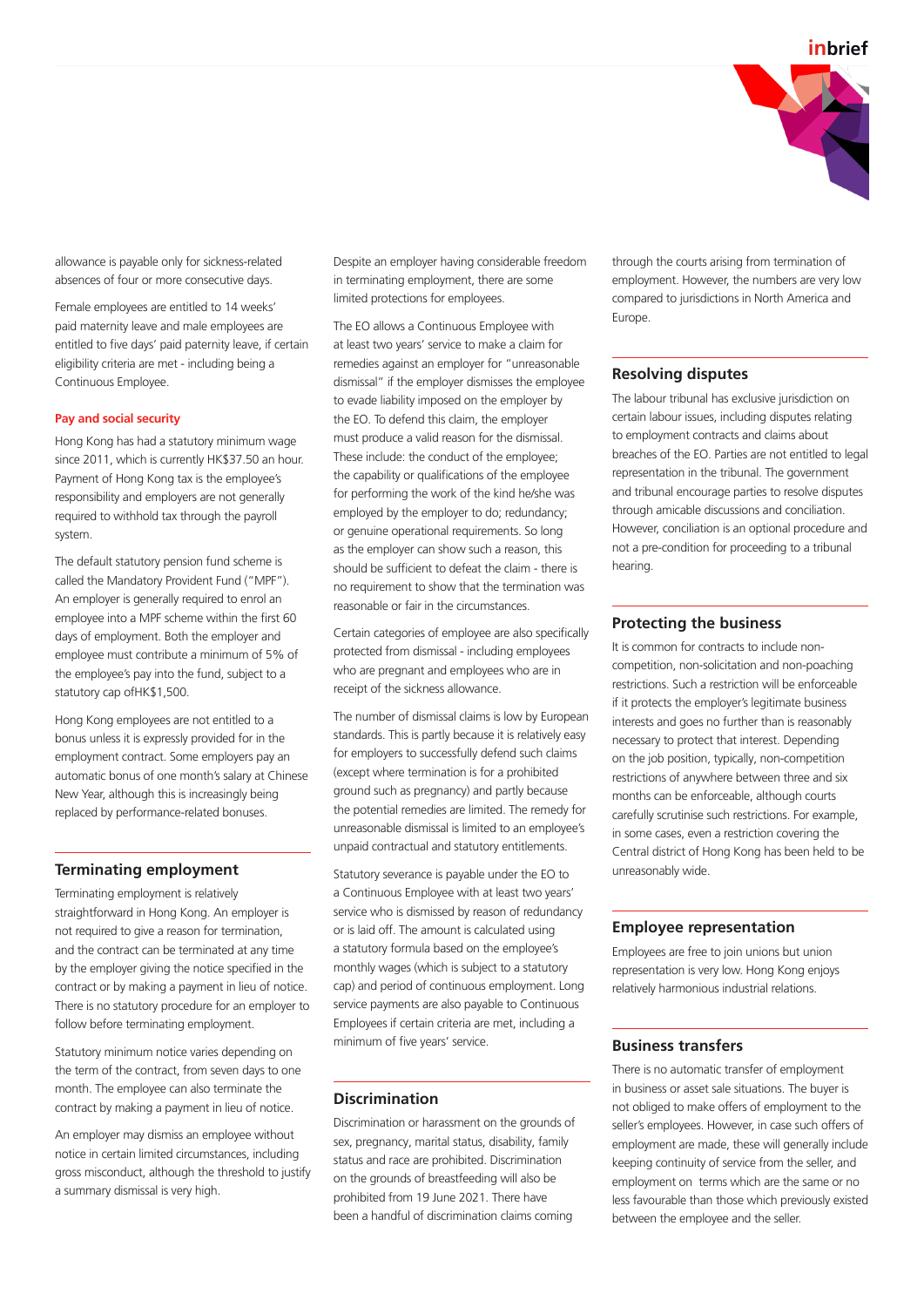allowance is payable only for sickness-related absences of four or more consecutive days.

Female employees are entitled to 14 weeks' paid maternity leave and male employees are entitled to five days' paid paternity leave, if certain eligibility criteria are met - including being a Continuous Employee.

#### Pay and social security

Hong Kong has had a statutory minimum wage since 2011, which is currently HK$37.50 an hour. Payment of Hong Kong tax is the employee's responsibility and employers are not generally required to withhold tax through the payroll system.

The default statutory pension fund scheme is called the Mandatory Provident Fund ("MPF"). An employer is generally required to enrol an employee into a MPF scheme within the first 60 days of employment. Both the employer and employee must contribute a minimum of 5% of the employee's pay into the fund, subject to a statutory cap ofHK$1,500.

Hong Kong employees are not entitled to a bonus unless it is expressly provided for in the employment contract. Some employers pay an automatic bonus of one month's salary at Chinese New Year, although this is increasingly being replaced by performance-related bonuses.

### Terminating employment

Terminating employment is relatively straightforward in Hong Kong. An employer is not required to give a reason for termination, and the contract can be terminated at any time by the employer giving the notice specified in the contract or by making a payment in lieu of notice. There is no statutory procedure for an employer to follow before terminating employment.

Statutory minimum notice varies depending on the term of the contract, from seven days to one month. The employee can also terminate the contract by making a payment in lieu of notice.

An employer may dismiss an employee without notice in certain limited circumstances, including gross misconduct, although the threshold to justify a summary dismissal is very high.

Despite an employer having considerable freedom in terminating employment, there are some limited protections for employees.

The EO allows a Continuous Employee with at least two years' service to make a claim for remedies against an employer for "unreasonable dismissal" if the employer dismisses the employee to evade liability imposed on the employer by the EO. To defend this claim, the employer must produce a valid reason for the dismissal. These include: the conduct of the employee; the capability or qualifications of the employee for performing the work of the kind he/she was employed by the employer to do; redundancy; or genuine operational requirements. So long as the employer can show such a reason, this should be sufficient to defeat the claim - there is no requirement to show that the termination was reasonable or fair in the circumstances.

Certain categories of employee are also specifically protected from dismissal - including employees who are pregnant and employees who are in receipt of the sickness allowance.

The number of dismissal claims is low by European standards. This is partly because it is relatively easy for employers to successfully defend such claims (except where termination is for a prohibited ground such as pregnancy) and partly because the potential remedies are limited. The remedy for unreasonable dismissal is limited to an employee's unpaid contractual and statutory entitlements.

Statutory severance is payable under the EO to a Continuous Employee with at least two years' service who is dismissed by reason of redundancy or is laid off. The amount is calculated using a statutory formula based on the employee's monthly wages (which is subject to a statutory cap) and period of continuous employment. Long service payments are also payable to Continuous Employees if certain criteria are met, including a minimum of five years' service.

### Discrimination

Discrimination or harassment on the grounds of sex, pregnancy, marital status, disability, family status and race are prohibited. Discrimination on the grounds of breastfeeding will also be prohibited from 19 June 2021. There have been a handful of discrimination claims coming through the courts arising from termination of employment. However, the numbers are very low compared to jurisdictions in North America and Europe.

### Resolving disputes

The labour tribunal has exclusive jurisdiction on certain labour issues, including disputes relating to employment contracts and claims about breaches of the EO. Parties are not entitled to legal representation in the tribunal. The government and tribunal encourage parties to resolve disputes through amicable discussions and conciliation. However, conciliation is an optional procedure and not a pre-condition for proceeding to a tribunal hearing.

### Protecting the business

It is common for contracts to include non-competition, non-solicitation and non-poaching restrictions. Such a restriction will be enforceable if it protects the employer's legitimate business interests and goes no further than is reasonably necessary to protect that interest. Depending on the job position, typically, non-competition restrictions of anywhere between three and six months can be enforceable, although courts carefully scrutinise such restrictions. For example, in some cases, even a restriction covering the Central district of Hong Kong has been held to be unreasonably wide.

### Employee representation

Employees are free to join unions but union representation is very low. Hong Kong enjoys relatively harmonious industrial relations.

### Business transfers

There is no automatic transfer of employment in business or asset sale situations. The buyer is not obliged to make offers of employment to the seller's employees. However, in case such offers of employment are made, these will generally include keeping continuity of service from the seller, and employment on terms which are the same or no less favourable than those which previously existed between the employee and the seller.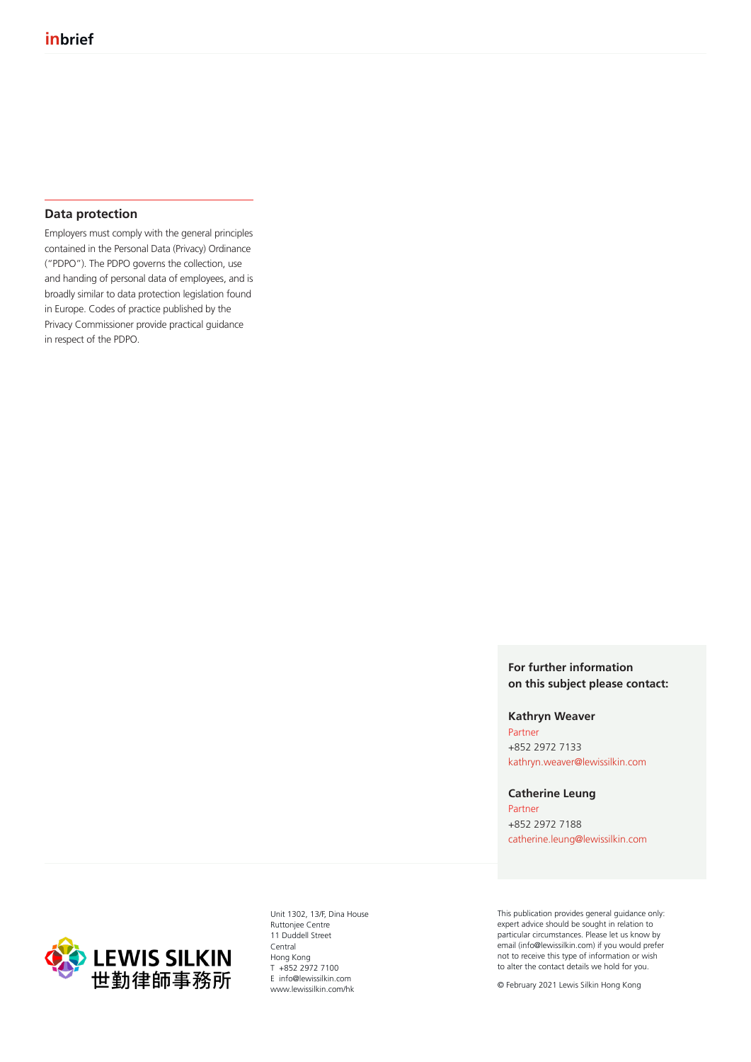## Data protection

Employers must comply with the general principles contained in the Personal Data (Privacy) Ordinance ("PDPO"). The PDPO governs the collection, use and handing of personal data of employees, and is broadly similar to data protection legislation found in Europe. Codes of practice published by the Privacy Commissioner provide practical guidance in respect of the PDPO.

**For further information on this subject please contact:**

**Kathryn Weaver**
Partner
+852 2972 7133
kathryn.weaver@lewissilkin.com

**Catherine Leung**
Partner
+852 2972 7188
catherine.leung@lewissilkin.com

LEWIS SILKIN
世勤律師事務所

Unit 1302, 13/F, Dina House
Ruttonjee Centre
11 Duddell Street
Central
Hong Kong
T +852 2972 7100
E info@lewissilkin.com
www.lewissilkin.com/hk

This publication provides general guidance only: expert advice should be sought in relation to particular circumstances. Please let us know by email (info@lewissilkin.com) if you would prefer not to receive this type of information or wish to alter the contact details we hold for you.

© February 2021 Lewis Silkin Hong Kong